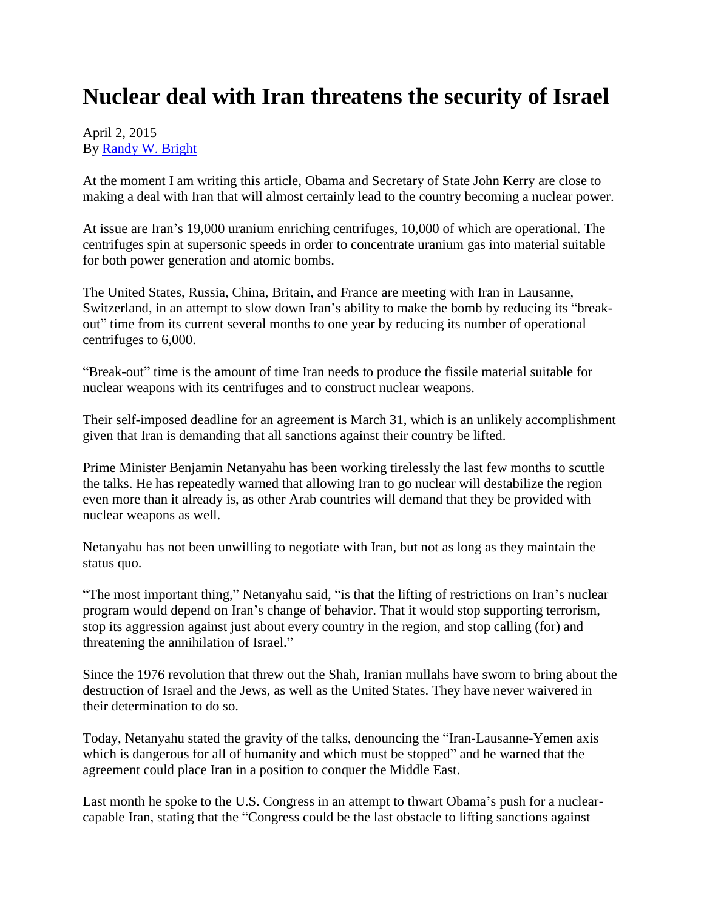# Nuclear deal with Iran threatens the security of Israel

April 2, 2015
By [Randy W. Bright]

At the moment I am writing this article, Obama and Secretary of State John Kerry are close to making a deal with Iran that will almost certainly lead to the country becoming a nuclear power.

At issue are Iran's 19,000 uranium enriching centrifuges, 10,000 of which are operational. The centrifuges spin at supersonic speeds in order to concentrate uranium gas into material suitable for both power generation and atomic bombs.

The United States, Russia, China, Britain, and France are meeting with Iran in Lausanne, Switzerland, in an attempt to slow down Iran's ability to make the bomb by reducing its "break-out" time from its current several months to one year by reducing its number of operational centrifuges to 6,000.

"Break-out" time is the amount of time Iran needs to produce the fissile material suitable for nuclear weapons with its centrifuges and to construct nuclear weapons.

Their self-imposed deadline for an agreement is March 31, which is an unlikely accomplishment given that Iran is demanding that all sanctions against their country be lifted.

Prime Minister Benjamin Netanyahu has been working tirelessly the last few months to scuttle the talks. He has repeatedly warned that allowing Iran to go nuclear will destabilize the region even more than it already is, as other Arab countries will demand that they be provided with nuclear weapons as well.

Netanyahu has not been unwilling to negotiate with Iran, but not as long as they maintain the status quo.

"The most important thing," Netanyahu said, "is that the lifting of restrictions on Iran's nuclear program would depend on Iran's change of behavior. That it would stop supporting terrorism, stop its aggression against just about every country in the region, and stop calling (for) and threatening the annihilation of Israel."

Since the 1976 revolution that threw out the Shah, Iranian mullahs have sworn to bring about the destruction of Israel and the Jews, as well as the United States. They have never waivered in their determination to do so.

Today, Netanyahu stated the gravity of the talks, denouncing the "Iran-Lausanne-Yemen axis which is dangerous for all of humanity and which must be stopped" and he warned that the agreement could place Iran in a position to conquer the Middle East.

Last month he spoke to the U.S. Congress in an attempt to thwart Obama's push for a nuclear-capable Iran, stating that the "Congress could be the last obstacle to lifting sanctions against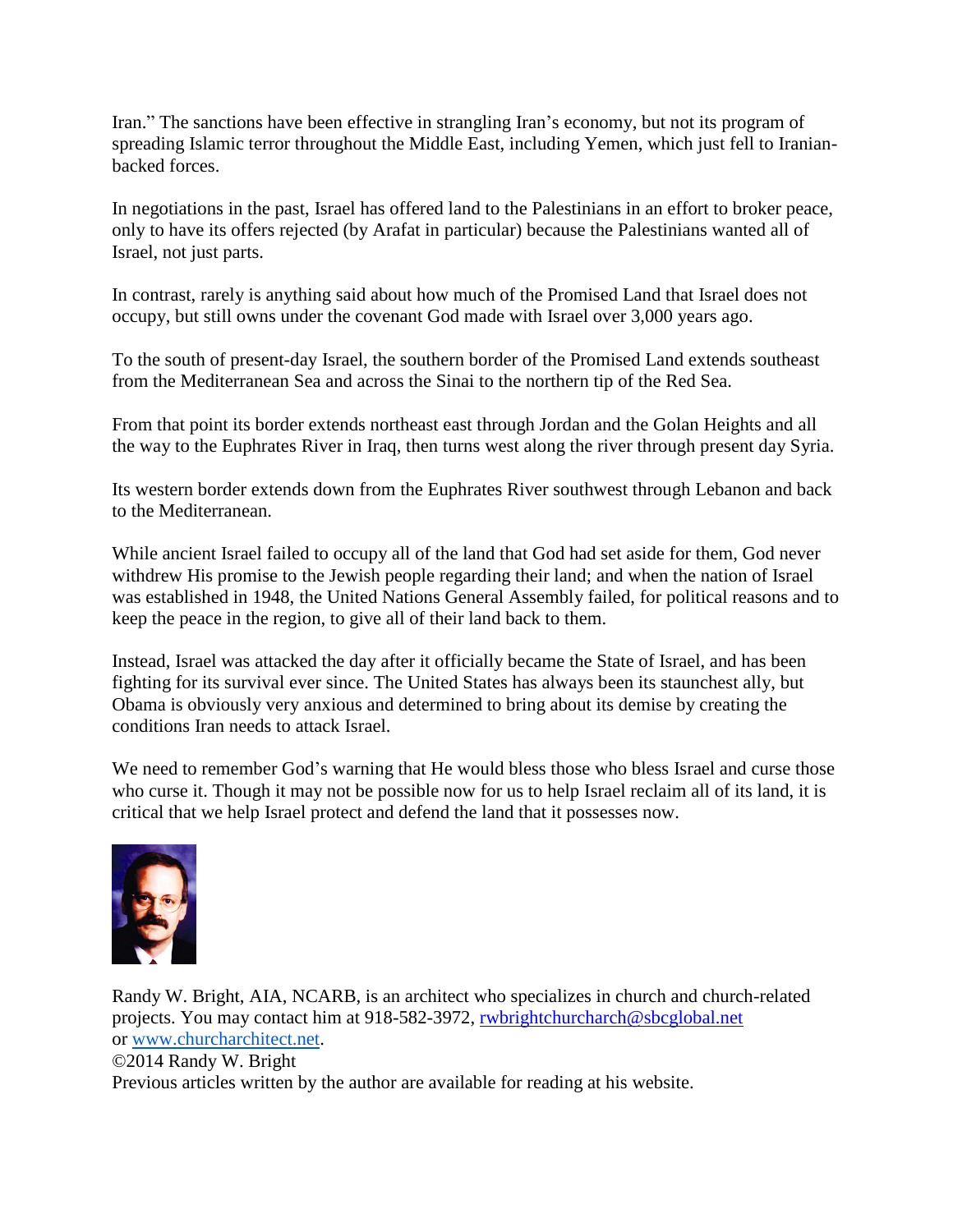Iran." The sanctions have been effective in strangling Iran's economy, but not its program of spreading Islamic terror throughout the Middle East, including Yemen, which just fell to Iranian-backed forces.

In negotiations in the past, Israel has offered land to the Palestinians in an effort to broker peace, only to have its offers rejected (by Arafat in particular) because the Palestinians wanted all of Israel, not just parts.

In contrast, rarely is anything said about how much of the Promised Land that Israel does not occupy, but still owns under the covenant God made with Israel over 3,000 years ago.

To the south of present-day Israel, the southern border of the Promised Land extends southeast from the Mediterranean Sea and across the Sinai to the northern tip of the Red Sea.

From that point its border extends northeast east through Jordan and the Golan Heights and all the way to the Euphrates River in Iraq, then turns west along the river through present day Syria.

Its western border extends down from the Euphrates River southwest through Lebanon and back to the Mediterranean.

While ancient Israel failed to occupy all of the land that God had set aside for them, God never withdrew His promise to the Jewish people regarding their land; and when the nation of Israel was established in 1948, the United Nations General Assembly failed, for political reasons and to keep the peace in the region, to give all of their land back to them.

Instead, Israel was attacked the day after it officially became the State of Israel, and has been fighting for its survival ever since. The United States has always been its staunchest ally, but Obama is obviously very anxious and determined to bring about its demise by creating the conditions Iran needs to attack Israel.

We need to remember God's warning that He would bless those who bless Israel and curse those who curse it. Though it may not be possible now for us to help Israel reclaim all of its land, it is critical that we help Israel protect and defend the land that it possesses now.

Randy W. Bright, AIA, NCARB, is an architect who specializes in church and church-related projects. You may contact him at 918-582-3972, rwbrightchurcharch@sbcglobal.net or www.churcharchitect.net.
©2014 Randy W. Bright
Previous articles written by the author are available for reading at his website.